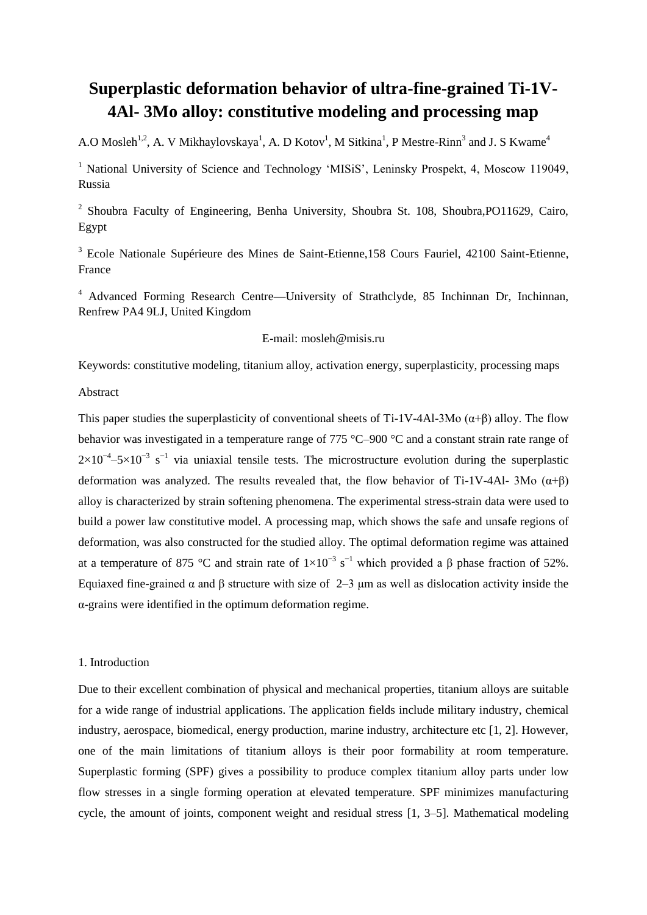# Superplastic deformation behavior of ultra-fine-grained Ti-1V-4Al- 3Mo alloy: constitutive modeling and processing map

A.O Mosleh[1,2], A. V Mikhaylovskaya[1], A. D Kotov[1], M Sitkina[1], P Mestre-Rinn[3] and J. S Kwame[4]

[1] National University of Science and Technology 'MISiS', Leninsky Prospekt, 4, Moscow 119049, Russia

[2] Shoubra Faculty of Engineering, Benha University, Shoubra St. 108, Shoubra,PO11629, Cairo, Egypt

[3] Ecole Nationale Supérieure des Mines de Saint-Etienne,158 Cours Fauriel, 42100 Saint-Etienne, France

[4] Advanced Forming Research Centre—University of Strathclyde, 85 Inchinnan Dr, Inchinnan, Renfrew PA4 9LJ, United Kingdom

E-mail: mosleh@misis.ru

Keywords: constitutive modeling, titanium alloy, activation energy, superplasticity, processing maps

Abstract

This paper studies the superplasticity of conventional sheets of Ti-1V-4Al-3Mo ($\alpha+\beta$) alloy. The flow behavior was investigated in a temperature range of 775 °C–900 °C and a constant strain rate range of $2\times10^{-4}$–$5\times10^{-3}$ s$^{-1}$ via uniaxial tensile tests. The microstructure evolution during the superplastic deformation was analyzed. The results revealed that, the flow behavior of Ti-1V-4Al- 3Mo ($\alpha+\beta$) alloy is characterized by strain softening phenomena. The experimental stress-strain data were used to build a power law constitutive model. A processing map, which shows the safe and unsafe regions of deformation, was also constructed for the studied alloy. The optimal deformation regime was attained at a temperature of 875 °C and strain rate of $1\times10^{-3}$ s$^{-1}$ which provided a $\beta$ phase fraction of 52%. Equiaxed fine-grained $\alpha$ and $\beta$ structure with size of 2–3 μm as well as dislocation activity inside the $\alpha$-grains were identified in the optimum deformation regime.

1. Introduction

Due to their excellent combination of physical and mechanical properties, titanium alloys are suitable for a wide range of industrial applications. The application fields include military industry, chemical industry, aerospace, biomedical, energy production, marine industry, architecture etc [1, 2]. However, one of the main limitations of titanium alloys is their poor formability at room temperature. Superplastic forming (SPF) gives a possibility to produce complex titanium alloy parts under low flow stresses in a single forming operation at elevated temperature. SPF minimizes manufacturing cycle, the amount of joints, component weight and residual stress [1, 3–5]. Mathematical modeling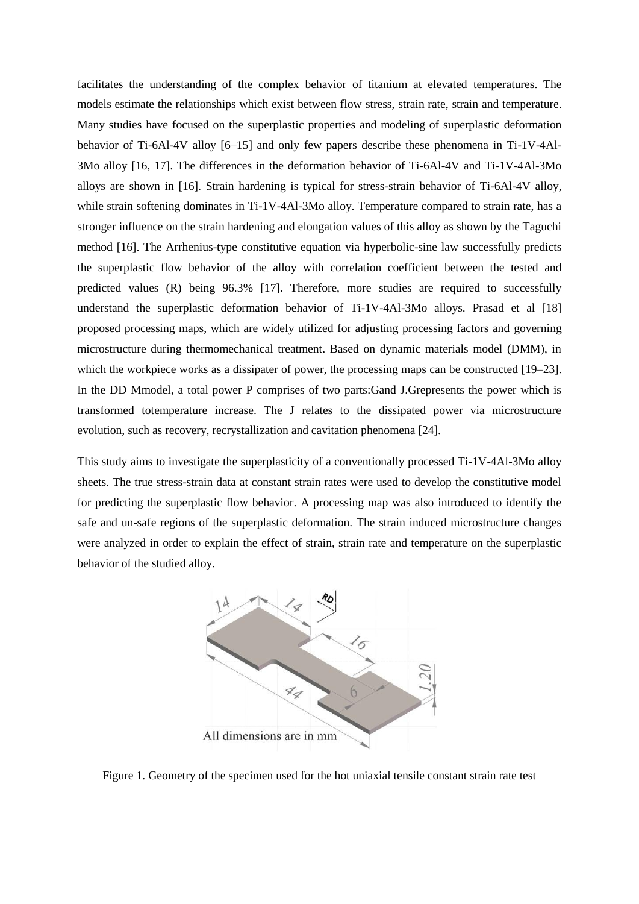facilitates the understanding of the complex behavior of titanium at elevated temperatures. The models estimate the relationships which exist between flow stress, strain rate, strain and temperature. Many studies have focused on the superplastic properties and modeling of superplastic deformation behavior of Ti-6Al-4V alloy [6–15] and only few papers describe these phenomena in Ti-1V-4Al-3Mo alloy [16, 17]. The differences in the deformation behavior of Ti-6Al-4V and Ti-1V-4Al-3Mo alloys are shown in [16]. Strain hardening is typical for stress-strain behavior of Ti-6Al-4V alloy, while strain softening dominates in Ti-1V-4Al-3Mo alloy. Temperature compared to strain rate, has a stronger influence on the strain hardening and elongation values of this alloy as shown by the Taguchi method [16]. The Arrhenius-type constitutive equation via hyperbolic-sine law successfully predicts the superplastic flow behavior of the alloy with correlation coefficient between the tested and predicted values (R) being 96.3% [17]. Therefore, more studies are required to successfully understand the superplastic deformation behavior of Ti-1V-4Al-3Mo alloys. Prasad et al [18] proposed processing maps, which are widely utilized for adjusting processing factors and governing microstructure during thermomechanical treatment. Based on dynamic materials model (DMM), in which the workpiece works as a dissipater of power, the processing maps can be constructed [19–23]. In the DD Mmodel, a total power P comprises of two parts:Gand J.Grepresents the power which is transformed totemperature increase. The J relates to the dissipated power via microstructure evolution, such as recovery, recrystallization and cavitation phenomena [24].

This study aims to investigate the superplasticity of a conventionally processed Ti-1V-4Al-3Mo alloy sheets. The true stress-strain data at constant strain rates were used to develop the constitutive model for predicting the superplastic flow behavior. A processing map was also introduced to identify the safe and un-safe regions of the superplastic deformation. The strain induced microstructure changes were analyzed in order to explain the effect of strain, strain rate and temperature on the superplastic behavior of the studied alloy.

14
14
RD
16
1.20
44
6
All dimensions are in mm

Figure 1. Geometry of the specimen used for the hot uniaxial tensile constant strain rate test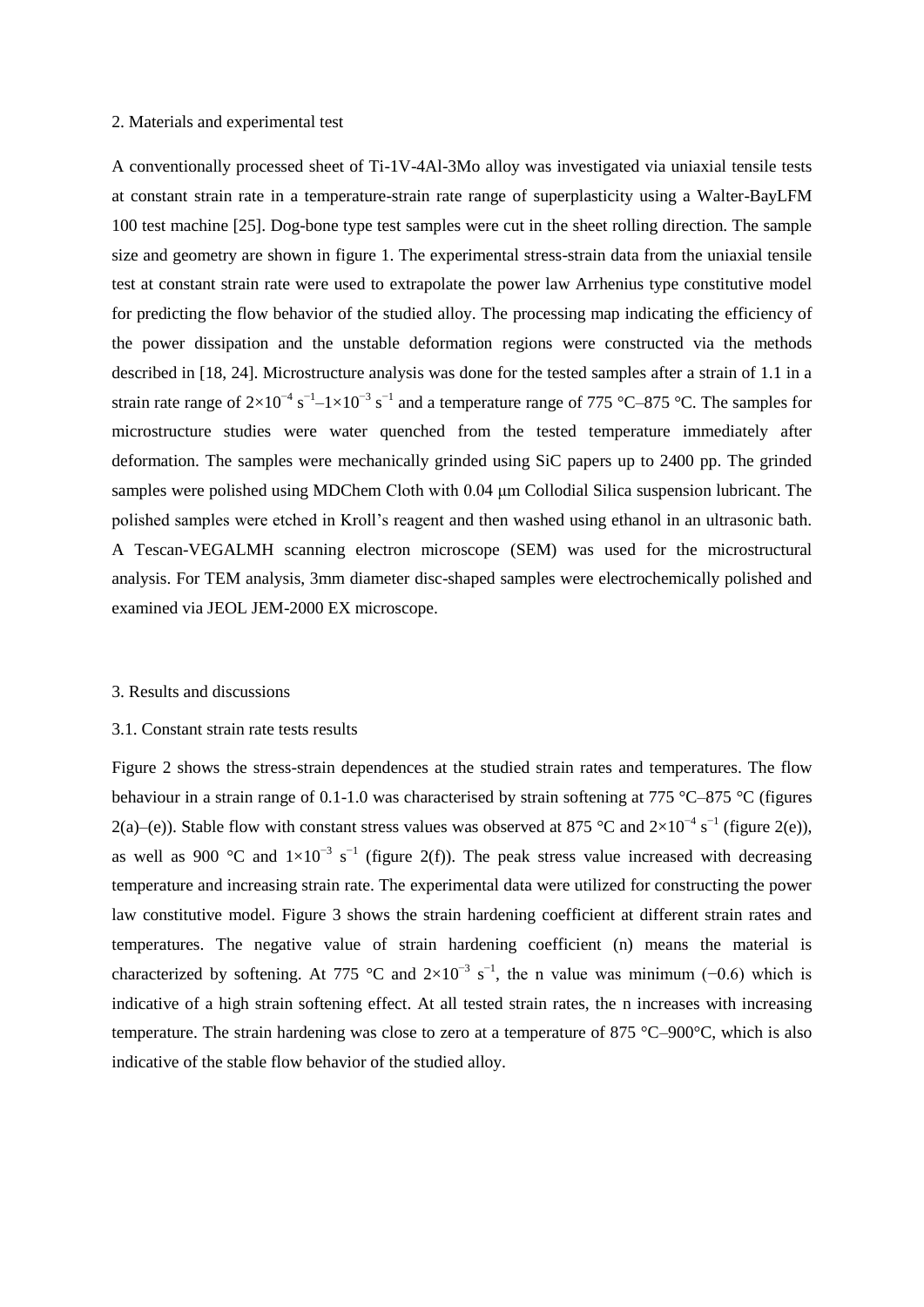## 2. Materials and experimental test

A conventionally processed sheet of Ti-1V-4Al-3Mo alloy was investigated via uniaxial tensile tests at constant strain rate in a temperature-strain rate range of superplasticity using a Walter-BayLFM 100 test machine [25]. Dog-bone type test samples were cut in the sheet rolling direction. The sample size and geometry are shown in figure 1. The experimental stress-strain data from the uniaxial tensile test at constant strain rate were used to extrapolate the power law Arrhenius type constitutive model for predicting the flow behavior of the studied alloy. The processing map indicating the efficiency of the power dissipation and the unstable deformation regions were constructed via the methods described in [18, 24]. Microstructure analysis was done for the tested samples after a strain of 1.1 in a strain rate range of $2\times10^{-4}$ $s^{-1}$–$1\times10^{-3}$ $s^{-1}$ and a temperature range of 775 °C–875 °C. The samples for microstructure studies were water quenched from the tested temperature immediately after deformation. The samples were mechanically grinded using SiC papers up to 2400 pp. The grinded samples were polished using MDChem Cloth with 0.04 μm Collodial Silica suspension lubricant. The polished samples were etched in Kroll's reagent and then washed using ethanol in an ultrasonic bath. A Tescan-VEGALMH scanning electron microscope (SEM) was used for the microstructural analysis. For TEM analysis, 3mm diameter disc-shaped samples were electrochemically polished and examined via JEOL JEM-2000 EX microscope.

## 3. Results and discussions

### 3.1. Constant strain rate tests results

Figure 2 shows the stress-strain dependences at the studied strain rates and temperatures. The flow behaviour in a strain range of 0.1-1.0 was characterised by strain softening at 775 °C–875 °C (figures 2(a)–(e)). Stable flow with constant stress values was observed at 875 °C and $2\times10^{-4}$ $s^{-1}$ (figure 2(e)), as well as 900 °C and $1\times10^{-3}$ $s^{-1}$ (figure 2(f)). The peak stress value increased with decreasing temperature and increasing strain rate. The experimental data were utilized for constructing the power law constitutive model. Figure 3 shows the strain hardening coefficient at different strain rates and temperatures. The negative value of strain hardening coefficient (n) means the material is characterized by softening. At 775 °C and $2\times10^{-3}$ $s^{-1}$, the n value was minimum (−0.6) which is indicative of a high strain softening effect. At all tested strain rates, the n increases with increasing temperature. The strain hardening was close to zero at a temperature of 875 °C–900°C, which is also indicative of the stable flow behavior of the studied alloy.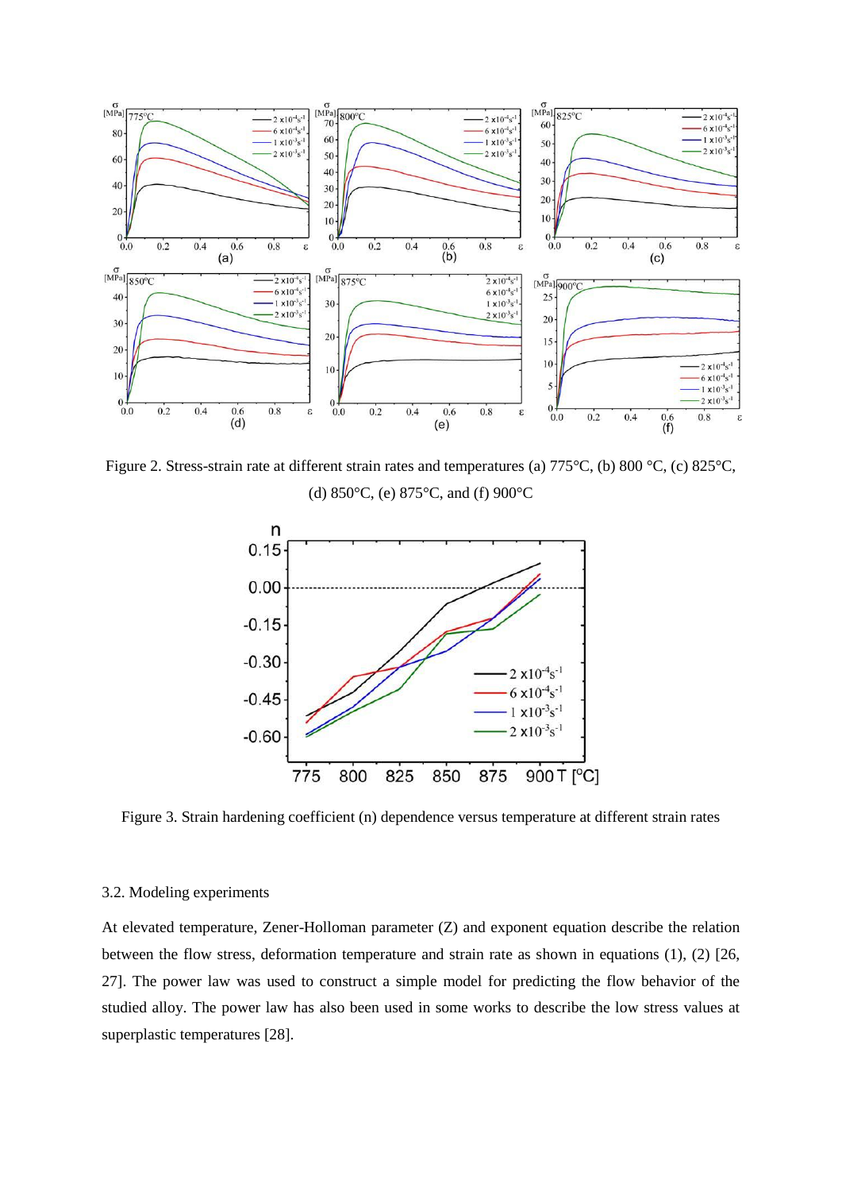σ [MPa] 775°C
2 x10⁻⁴s⁻¹
6 x10⁻⁴s⁻¹
1 x10⁻³s⁻¹
2 x10⁻³s⁻¹
0 20 40 60 80
0.0 0.2 0.4 0.6 0.8 ε
(a)

σ [MPa] 800°C
0 10 20 30 40 50 60 70
0.0 0.2 0.4 0.6 0.8 ε
(b)

σ [MPa] 825°C
0 10 20 30 40 50 60
0.0 0.2 0.4 0.6 0.8 ε
(c)

σ [MPa] 850°C
0 10 20 30 40
0.0 0.2 0.4 0.6 0.8 ε
(d)

σ [MPa] 875°C
0 10 20 30
0.0 0.2 0.4 0.6 0.8 ε
(e)

σ [MPa] 900°C
0 5 10 15 20 25
0.0 0.2 0.4 0.6 0.8 ε
(f)

Figure 2. Stress-strain rate at different strain rates and temperatures (a) 775°C, (b) 800 °C, (c) 825°C, (d) 850°C, (e) 875°C, and (f) 900°C

n
0.15 0.00 -0.15 -0.30 -0.45 -0.60
775 800 825 850 875 900 T [°C]
2 x10⁻⁴s⁻¹
6 x10⁻⁴s⁻¹
1 x10⁻³s⁻¹
2 x10⁻³s⁻¹

Figure 3. Strain hardening coefficient (n) dependence versus temperature at different strain rates

### 3.2. Modeling experiments

At elevated temperature, Zener-Holloman parameter (Z) and exponent equation describe the relation between the flow stress, deformation temperature and strain rate as shown in equations (1), (2) [26, 27]. The power law was used to construct a simple model for predicting the flow behavior of the studied alloy. The power law has also been used in some works to describe the low stress values at superplastic temperatures [28].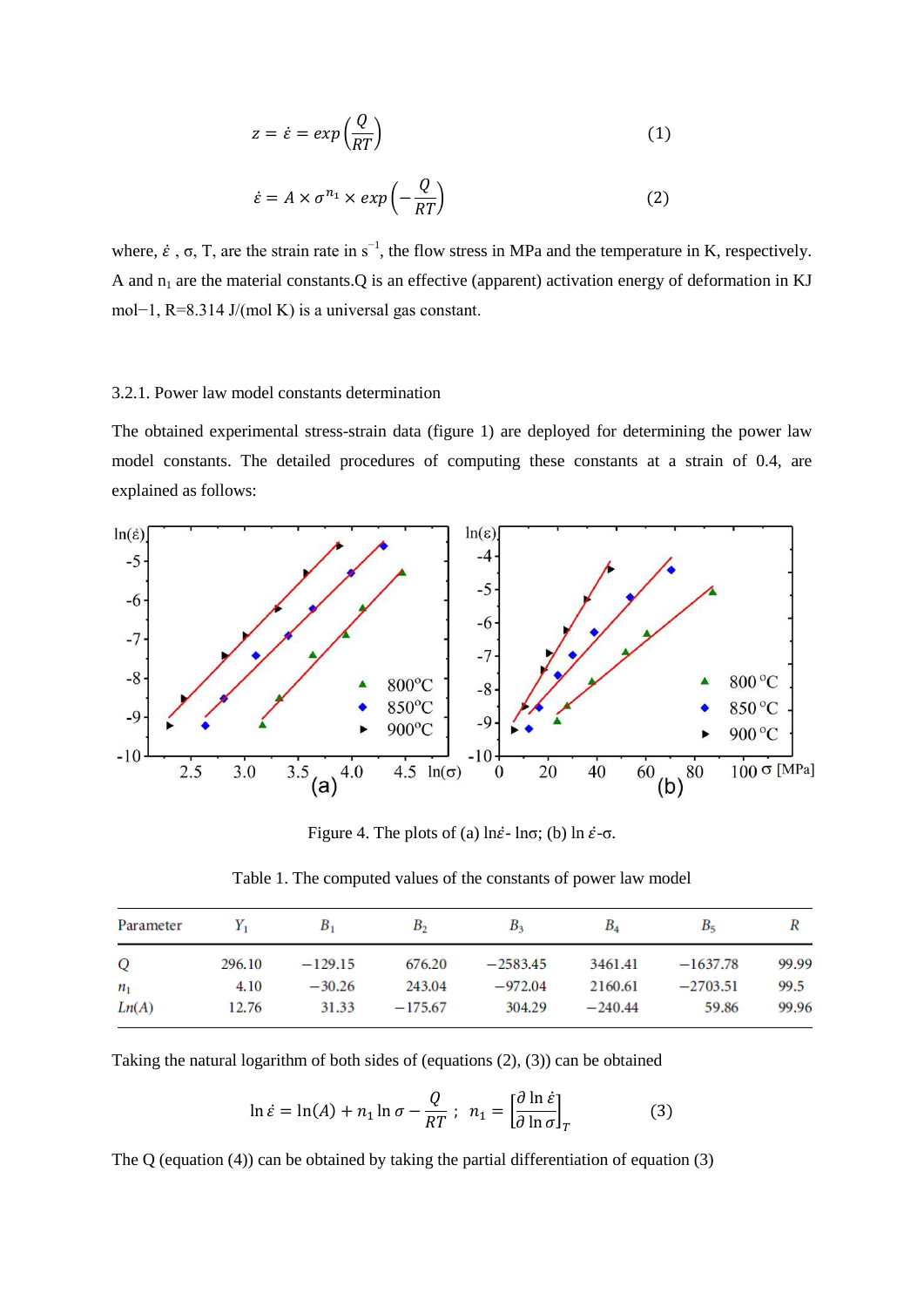$$z = \dot{\varepsilon} = exp\left(\frac{Q}{RT}\right) \quad (1)$$

$$\dot{\varepsilon} = A \times \sigma^{n_1} \times exp\left(-\frac{Q}{RT}\right) \quad (2)$$

where, $\dot{\varepsilon}$ , σ, T, are the strain rate in $s^{-1}$, the flow stress in MPa and the temperature in K, respectively. A and $n_1$ are the material constants.Q is an effective (apparent) activation energy of deformation in KJ mol−1, R=8.314 J/(mol K) is a universal gas constant.

### 3.2.1. Power law model constants determination

The obtained experimental stress-strain data (figure 1) are deployed for determining the power law model constants. The detailed procedures of computing these constants at a strain of 0.4, are explained as follows:

ln($\dot{\varepsilon}$)
-5
-6
-7
-8
-9
-10
2.5 3.0 3.5 4.0 4.5 ln(σ)
(a)
800°C
850°C
900°C

ln(ε)
-4
-5
-6
-7
-8
-9
-10
0 20 40 60 80 100 σ [MPa]
(b)
800 °C
850 °C
900 °C

Figure 4. The plots of (a) ln$\dot{\varepsilon}$- lnσ; (b) ln $\dot{\varepsilon}$-σ.

Table 1. The computed values of the constants of power law model

| Parameter | $Y_1$ | $B_1$ | $B_2$ | $B_3$ | $B_4$ | $B_5$ | $R$ |
|---|---|---|---|---|---|---|---|
| $Q$ | 296.10 | −129.15 | 676.20 | −2583.45 | 3461.41 | −1637.78 | 99.99 |
| $n_1$ | 4.10 | −30.26 | 243.04 | −972.04 | 2160.61 | −2703.51 | 99.5 |
| $Ln(A)$ | 12.76 | 31.33 | −175.67 | 304.29 | −240.44 | 59.86 | 99.96 |

Taking the natural logarithm of both sides of (equations (2), (3)) can be obtained

$$\ln \dot{\varepsilon} = \ln(A) + n_1 \ln \sigma - \frac{Q}{RT} \; ; \; n_1 = \left[\frac{\partial \ln \dot{\varepsilon}}{\partial \ln \sigma}\right]_T \quad (3)$$

The Q (equation (4)) can be obtained by taking the partial differentiation of equation (3)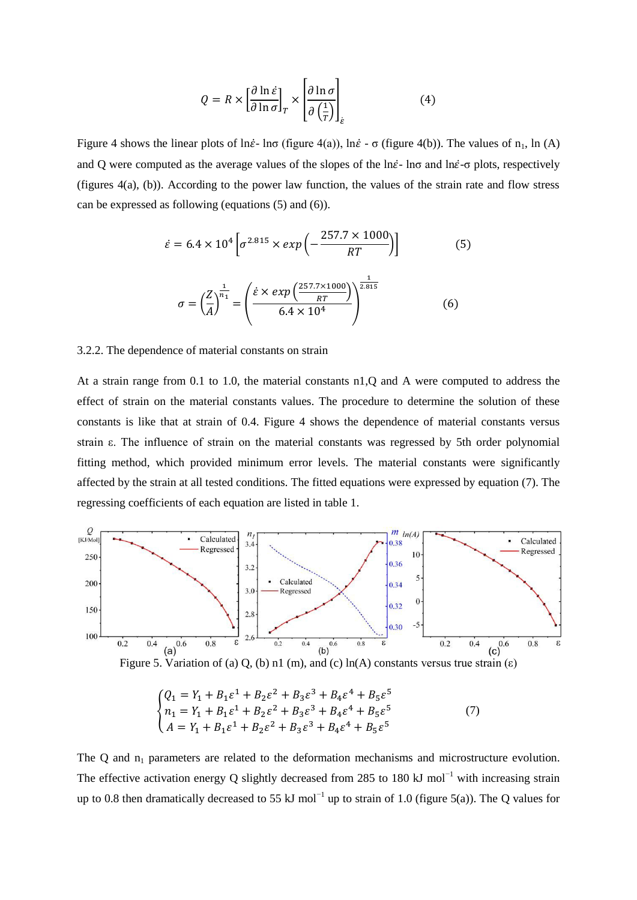$$Q = R \times \left[\frac{\partial \ln \dot{\varepsilon}}{\partial \ln \sigma}\right]_T \times \left[\frac{\partial \ln \sigma}{\partial \left(\frac{1}{T}\right)}\right]_{\dot{\varepsilon}} \quad (4)$$

Figure 4 shows the linear plots of $\ln\dot{\varepsilon}$ - $\ln\sigma$ (figure 4(a)), $\ln\dot{\varepsilon}$ - $\sigma$ (figure 4(b)). The values of $n_1$, ln (A) and Q were computed as the average values of the slopes of the $\ln\dot{\varepsilon}$ - $\ln\sigma$ and $\ln\dot{\varepsilon}$-$\sigma$ plots, respectively (figures 4(a), (b)). According to the power law function, the values of the strain rate and flow stress can be expressed as following (equations (5) and (6)).

$$\dot{\varepsilon} = 6.4 \times 10^4 \left[\sigma^{2.815} \times exp\left(-\frac{257.7 \times 1000}{RT}\right)\right] \quad (5)$$

$$\sigma = \left(\frac{Z}{A}\right)^{\frac{1}{n_1}} = \left(\frac{\dot{\varepsilon} \times exp\left(\frac{257.7 \times 1000}{RT}\right)}{6.4 \times 10^4}\right)^{\frac{1}{2.815}} \quad (6)$$

3.2.2. The dependence of material constants on strain

At a strain range from 0.1 to 1.0, the material constants n1,Q and A were computed to address the effect of strain on the material constants values. The procedure to determine the solution of these constants is like that at strain of 0.4. Figure 4 shows the dependence of material constants versus strain ε. The influence of strain on the material constants was regressed by 5th order polynomial fitting method, which provided minimum error levels. The material constants were significantly affected by the strain at all tested conditions. The fitted equations were expressed by equation (7). The regressing coefficients of each equation are listed in table 1.

Q [KJ/Mol]
Calculated
Regressed
250
200
150
100
0.2 0.4 0.6 0.8 ε
(a)

$n_1$
3.4
3.2
3.0
2.8
2.6
Calculated
Regressed
m
0.38
0.36
0.34
0.32
0.30
0.2 0.4 0.6 0.8 ε
(b)

ln(A)
10
5
0
-5
Calculated
Regressed
0.2 0.4 0.6 0.8 ε
(c)

Figure 5. Variation of (a) Q, (b) n1 (m), and (c) ln(A) constants versus true strain (ε)

$$\begin{cases} Q_1 = Y_1 + B_1\varepsilon^1 + B_2\varepsilon^2 + B_3\varepsilon^3 + B_4\varepsilon^4 + B_5\varepsilon^5 \\ n_1 = Y_1 + B_1\varepsilon^1 + B_2\varepsilon^2 + B_3\varepsilon^3 + B_4\varepsilon^4 + B_5\varepsilon^5 \\ A = Y_1 + B_1\varepsilon^1 + B_2\varepsilon^2 + B_3\varepsilon^3 + B_4\varepsilon^4 + B_5\varepsilon^5 \end{cases} \quad (7)$$

The Q and $n_1$ parameters are related to the deformation mechanisms and microstructure evolution. The effective activation energy Q slightly decreased from 285 to 180 kJ $mol^{-1}$ with increasing strain up to 0.8 then dramatically decreased to 55 kJ $mol^{-1}$ up to strain of 1.0 (figure 5(a)). The Q values for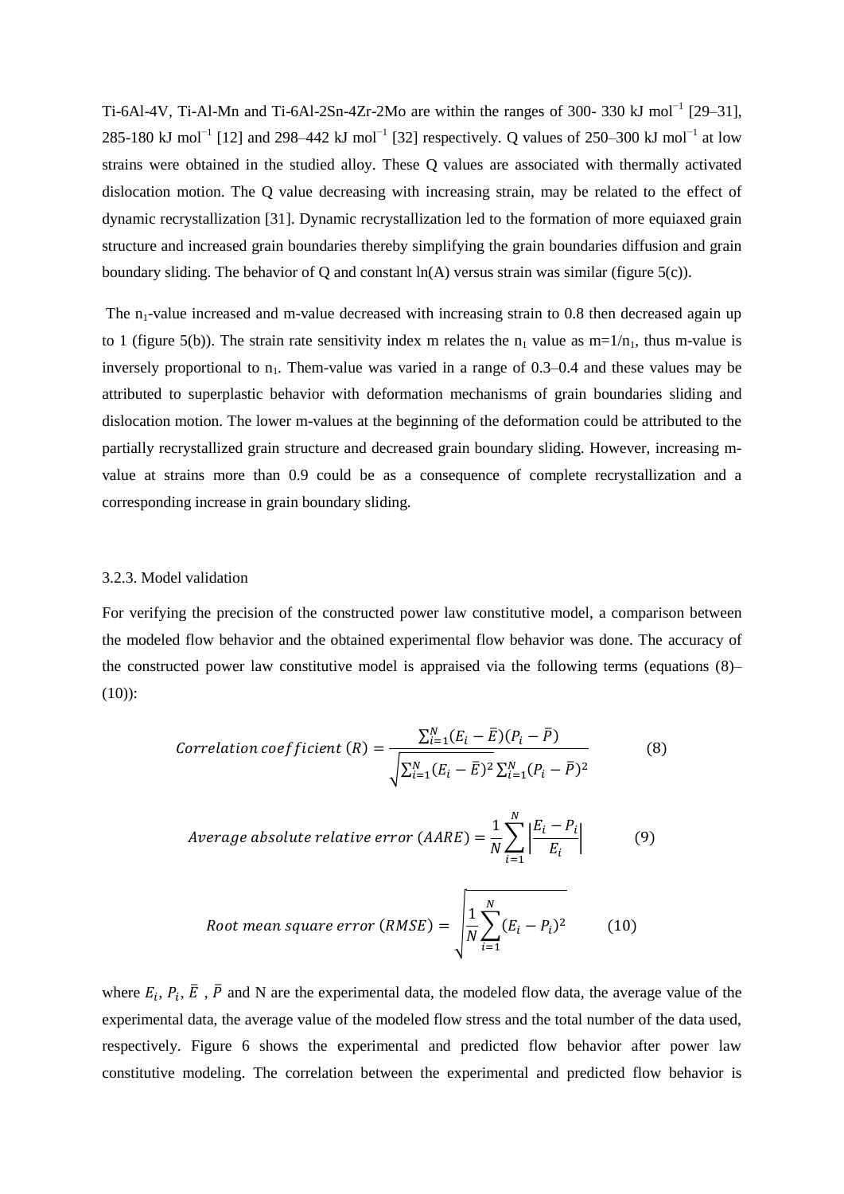Ti-6Al-4V, Ti-Al-Mn and Ti-6Al-2Sn-4Zr-2Mo are within the ranges of 300- 330 kJ mol$^{-1}$ [29–31], 285-180 kJ mol$^{-1}$ [12] and 298–442 kJ mol$^{-1}$ [32] respectively. Q values of 250–300 kJ mol$^{-1}$ at low strains were obtained in the studied alloy. These Q values are associated with thermally activated dislocation motion. The Q value decreasing with increasing strain, may be related to the effect of dynamic recrystallization [31]. Dynamic recrystallization led to the formation of more equiaxed grain structure and increased grain boundaries thereby simplifying the grain boundaries diffusion and grain boundary sliding. The behavior of Q and constant ln(A) versus strain was similar (figure 5(c)).

The $n_1$-value increased and m-value decreased with increasing strain to 0.8 then decreased again up to 1 (figure 5(b)). The strain rate sensitivity index m relates the $n_1$ value as $m=1/n_1$, thus m-value is inversely proportional to $n_1$. Them-value was varied in a range of 0.3–0.4 and these values may be attributed to superplastic behavior with deformation mechanisms of grain boundaries sliding and dislocation motion. The lower m-values at the beginning of the deformation could be attributed to the partially recrystallized grain structure and decreased grain boundary sliding. However, increasing m-value at strains more than 0.9 could be as a consequence of complete recrystallization and a corresponding increase in grain boundary sliding.

### 3.2.3. Model validation

For verifying the precision of the constructed power law constitutive model, a comparison between the modeled flow behavior and the obtained experimental flow behavior was done. The accuracy of the constructed power law constitutive model is appraised via the following terms (equations (8)–(10)):

$$Correlation\ coefficient\ (R) = \frac{\sum_{i=1}^{N}(E_i - \bar{E})(P_i - \bar{P})}{\sqrt{\sum_{i=1}^{N}(E_i - \bar{E})^2 \sum_{i=1}^{N}(P_i - \bar{P})^2}} \qquad (8)$$

$$Average\ absolute\ relative\ error\ (AARE) = \frac{1}{N}\sum_{i=1}^{N}\left|\frac{E_i - P_i}{E_i}\right| \qquad (9)$$

$$Root\ mean\ square\ error\ (RMSE) = \sqrt{\frac{1}{N}\sum_{i=1}^{N}(E_i - P_i)^2} \qquad (10)$$

where $E_i$, $P_i$, $\bar{E}$ , $\bar{P}$ and N are the experimental data, the modeled flow data, the average value of the experimental data, the average value of the modeled flow stress and the total number of the data used, respectively. Figure 6 shows the experimental and predicted flow behavior after power law constitutive modeling. The correlation between the experimental and predicted flow behavior is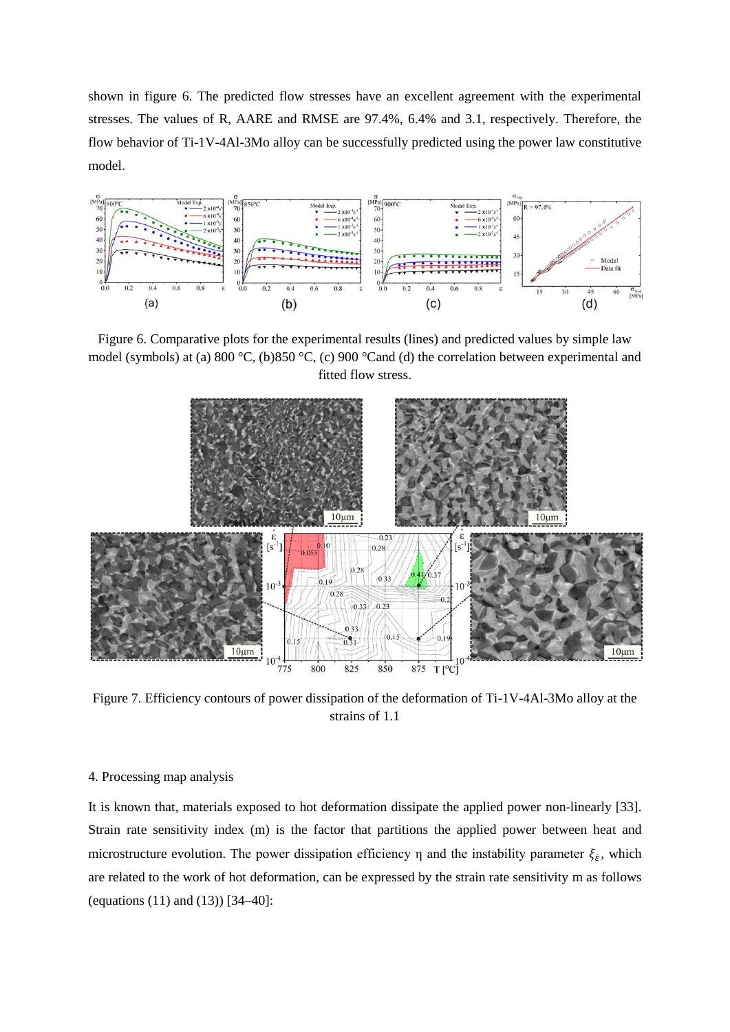shown in figure 6. The predicted flow stresses have an excellent agreement with the experimental stresses. The values of R, AARE and RMSE are 97.4%, 6.4% and 3.1, respectively. Therefore, the flow behavior of Ti-1V-4Al-3Mo alloy can be successfully predicted using the power law constitutive model.

Figure 6. Comparative plots for the experimental results (lines) and predicted values by simple law model (symbols) at (a) 800 °C, (b)850 °C, (c) 900 °Cand (d) the correlation between experimental and fitted flow stress.

Figure 7. Efficiency contours of power dissipation of the deformation of Ti-1V-4Al-3Mo alloy at the strains of 1.1

4. Processing map analysis

It is known that, materials exposed to hot deformation dissipate the applied power non-linearly [33]. Strain rate sensitivity index (m) is the factor that partitions the applied power between heat and microstructure evolution. The power dissipation efficiency η and the instability parameter $\xi_{\dot{\varepsilon}}$, which are related to the work of hot deformation, can be expressed by the strain rate sensitivity m as follows (equations (11) and (13)) [34–40]: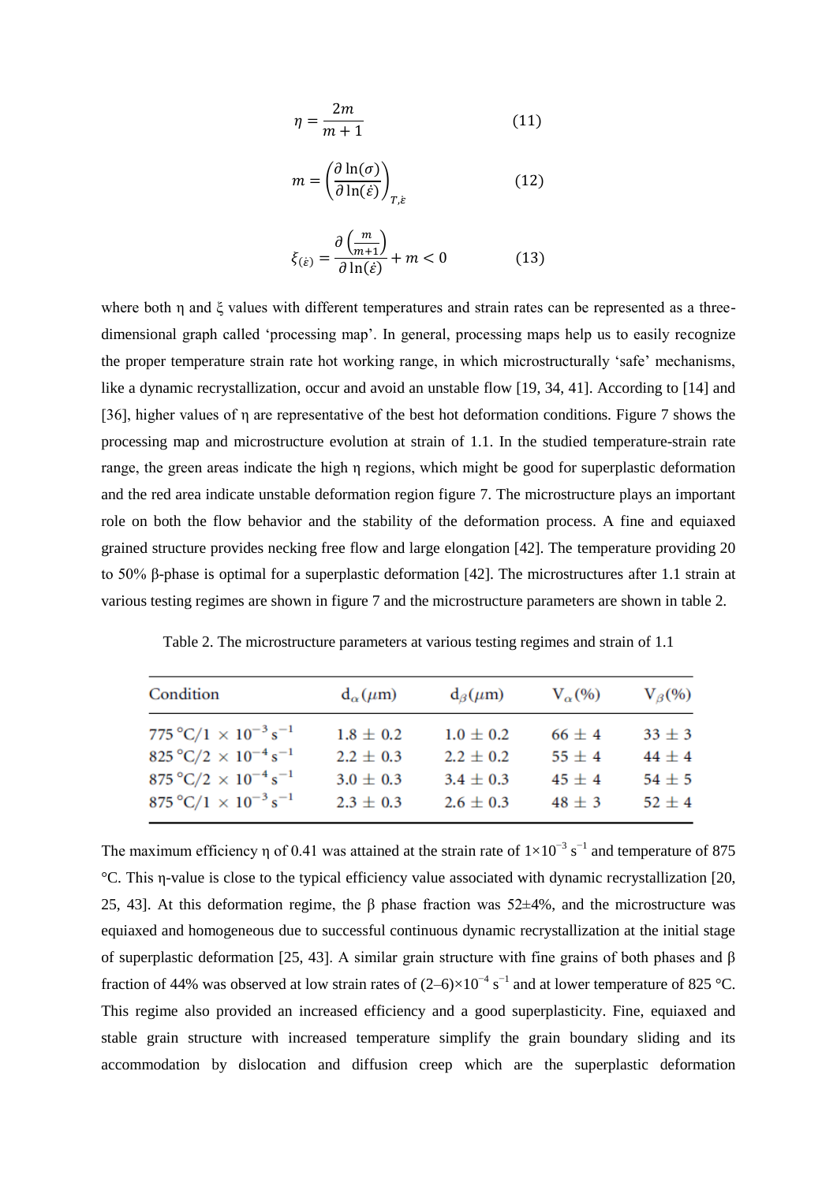$$\eta = \frac{2m}{m+1} \quad (11)$$

$$m = \left(\frac{\partial \ln(\sigma)}{\partial \ln(\dot{\varepsilon})}\right)_{T,\dot{\varepsilon}} \quad (12)$$

$$\xi_{(\dot{\varepsilon})} = \frac{\partial \left(\frac{m}{m+1}\right)}{\partial \ln(\dot{\varepsilon})} + m < 0 \quad (13)$$

where both η and ξ values with different temperatures and strain rates can be represented as a three-dimensional graph called 'processing map'. In general, processing maps help us to easily recognize the proper temperature strain rate hot working range, in which microstructurally 'safe' mechanisms, like a dynamic recrystallization, occur and avoid an unstable flow [19, 34, 41]. According to [14] and [36], higher values of η are representative of the best hot deformation conditions. Figure 7 shows the processing map and microstructure evolution at strain of 1.1. In the studied temperature-strain rate range, the green areas indicate the high η regions, which might be good for superplastic deformation and the red area indicate unstable deformation region figure 7. The microstructure plays an important role on both the flow behavior and the stability of the deformation process. A fine and equiaxed grained structure provides necking free flow and large elongation [42]. The temperature providing 20 to 50% β-phase is optimal for a superplastic deformation [42]. The microstructures after 1.1 strain at various testing regimes are shown in figure 7 and the microstructure parameters are shown in table 2.

Table 2. The microstructure parameters at various testing regimes and strain of 1.1

| Condition | $d_\alpha$ (μm) | $d_\beta$ (μm) | $V_\alpha$ (%) | $V_\beta$ (%) |
|---|---|---|---|---|
| 775 °C/1 × $10^{-3}$ $s^{-1}$ | 1.8 ± 0.2 | 1.0 ± 0.2 | 66 ± 4 | 33 ± 3 |
| 825 °C/2 × $10^{-4}$ $s^{-1}$ | 2.2 ± 0.3 | 2.2 ± 0.2 | 55 ± 4 | 44 ± 4 |
| 875 °C/2 × $10^{-4}$ $s^{-1}$ | 3.0 ± 0.3 | 3.4 ± 0.3 | 45 ± 4 | 54 ± 5 |
| 875 °C/1 × $10^{-3}$ $s^{-1}$ | 2.3 ± 0.3 | 2.6 ± 0.3 | 48 ± 3 | 52 ± 4 |

The maximum efficiency η of 0.41 was attained at the strain rate of $1\times10^{-3}$ $s^{-1}$ and temperature of 875 °C. This η-value is close to the typical efficiency value associated with dynamic recrystallization [20, 25, 43]. At this deformation regime, the β phase fraction was 52±4%, and the microstructure was equiaxed and homogeneous due to successful continuous dynamic recrystallization at the initial stage of superplastic deformation [25, 43]. A similar grain structure with fine grains of both phases and β fraction of 44% was observed at low strain rates of $(2\text{–}6)\times10^{-4}$ $s^{-1}$ and at lower temperature of 825 °C. This regime also provided an increased efficiency and a good superplasticity. Fine, equiaxed and stable grain structure with increased temperature simplify the grain boundary sliding and its accommodation by dislocation and diffusion creep which are the superplastic deformation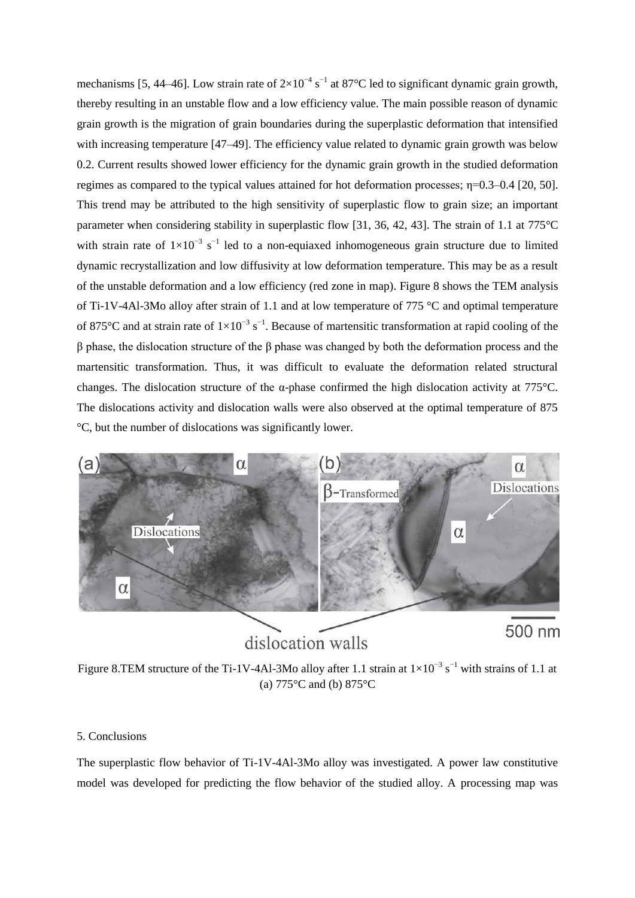mechanisms [5, 44–46]. Low strain rate of $2\times10^{-4}$ $s^{-1}$ at 87°C led to significant dynamic grain growth, thereby resulting in an unstable flow and a low efficiency value. The main possible reason of dynamic grain growth is the migration of grain boundaries during the superplastic deformation that intensified with increasing temperature [47–49]. The efficiency value related to dynamic grain growth was below 0.2. Current results showed lower efficiency for the dynamic grain growth in the studied deformation regimes as compared to the typical values attained for hot deformation processes; η=0.3–0.4 [20, 50]. This trend may be attributed to the high sensitivity of superplastic flow to grain size; an important parameter when considering stability in superplastic flow [31, 36, 42, 43]. The strain of 1.1 at 775°C with strain rate of $1\times10^{-3}$ $s^{-1}$ led to a non-equiaxed inhomogeneous grain structure due to limited dynamic recrystallization and low diffusivity at low deformation temperature. This may be as a result of the unstable deformation and a low efficiency (red zone in map). Figure 8 shows the TEM analysis of Ti-1V-4Al-3Mo alloy after strain of 1.1 and at low temperature of 775 °C and optimal temperature of 875°C and at strain rate of $1\times10^{-3}$ $s^{-1}$. Because of martensitic transformation at rapid cooling of the β phase, the dislocation structure of the β phase was changed by both the deformation process and the martensitic transformation. Thus, it was difficult to evaluate the deformation related structural changes. The dislocation structure of the α-phase confirmed the high dislocation activity at 775°C. The dislocations activity and dislocation walls were also observed at the optimal temperature of 875 °C, but the number of dislocations was significantly lower.

(a) α Dislocations α
(b) β-Transformed α Dislocations α
dislocation walls
500 nm

Figure 8.TEM structure of the Ti-1V-4Al-3Mo alloy after 1.1 strain at $1\times10^{-3}$ $s^{-1}$ with strains of 1.1 at (a) 775°C and (b) 875°C

## 5. Conclusions

The superplastic flow behavior of Ti-1V-4Al-3Mo alloy was investigated. A power law constitutive model was developed for predicting the flow behavior of the studied alloy. A processing map was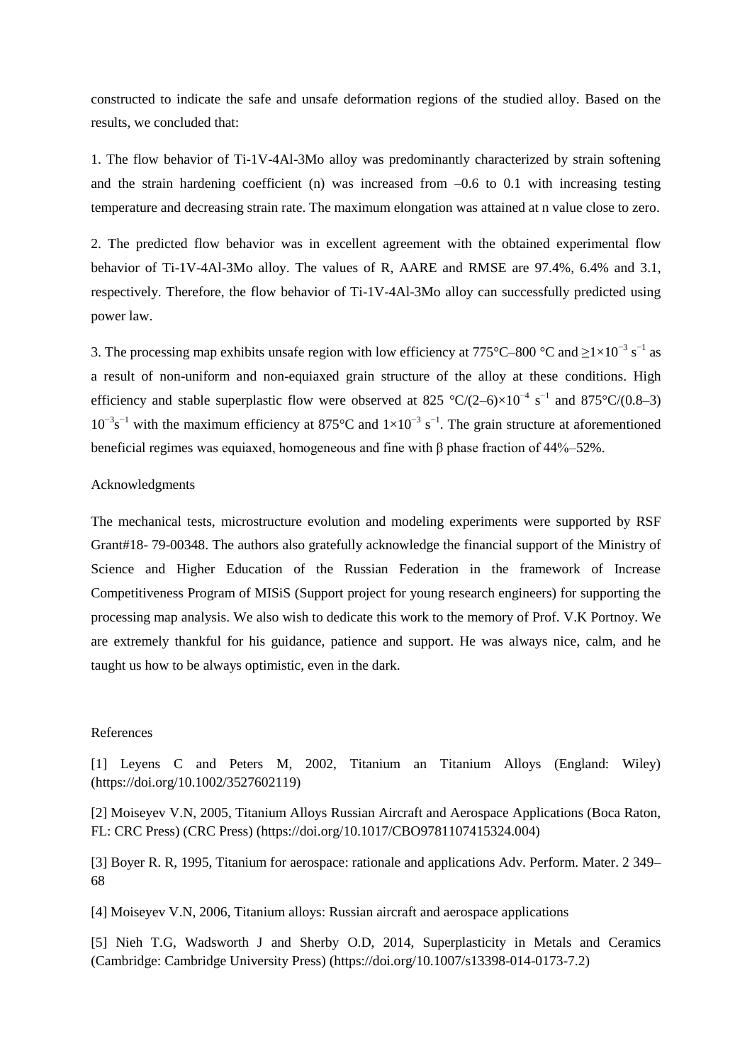constructed to indicate the safe and unsafe deformation regions of the studied alloy. Based on the results, we concluded that:

1. The flow behavior of Ti-1V-4Al-3Mo alloy was predominantly characterized by strain softening and the strain hardening coefficient (n) was increased from –0.6 to 0.1 with increasing testing temperature and decreasing strain rate. The maximum elongation was attained at n value close to zero.

2. The predicted flow behavior was in excellent agreement with the obtained experimental flow behavior of Ti-1V-4Al-3Mo alloy. The values of R, AARE and RMSE are 97.4%, 6.4% and 3.1, respectively. Therefore, the flow behavior of Ti-1V-4Al-3Mo alloy can successfully predicted using power law.

3. The processing map exhibits unsafe region with low efficiency at 775°C–800 °C and $\geq 1\times10^{-3}$ s$^{-1}$ as a result of non-uniform and non-equiaxed grain structure of the alloy at these conditions. High efficiency and stable superplastic flow were observed at 825 °C/(2–6)$\times10^{-4}$ s$^{-1}$ and 875°C/(0.8–3) $10^{-3}$s$^{-1}$ with the maximum efficiency at 875°C and $1\times10^{-3}$ s$^{-1}$. The grain structure at aforementioned beneficial regimes was equiaxed, homogeneous and fine with β phase fraction of 44%–52%.

Acknowledgments

The mechanical tests, microstructure evolution and modeling experiments were supported by RSF Grant#18- 79-00348. The authors also gratefully acknowledge the financial support of the Ministry of Science and Higher Education of the Russian Federation in the framework of Increase Competitiveness Program of MISiS (Support project for young research engineers) for supporting the processing map analysis. We also wish to dedicate this work to the memory of Prof. V.K Portnoy. We are extremely thankful for his guidance, patience and support. He was always nice, calm, and he taught us how to be always optimistic, even in the dark.

References

[1] Leyens C and Peters M, 2002, Titanium an Titanium Alloys (England: Wiley) (https://doi.org/10.1002/3527602119)

[2] Moiseyev V.N, 2005, Titanium Alloys Russian Aircraft and Aerospace Applications (Boca Raton, FL: CRC Press) (CRC Press) (https://doi.org/10.1017/CBO9781107415324.004)

[3] Boyer R. R, 1995, Titanium for aerospace: rationale and applications Adv. Perform. Mater. 2 349–68

[4] Moiseyev V.N, 2006, Titanium alloys: Russian aircraft and aerospace applications

[5] Nieh T.G, Wadsworth J and Sherby O.D, 2014, Superplasticity in Metals and Ceramics (Cambridge: Cambridge University Press) (https://doi.org/10.1007/s13398-014-0173-7.2)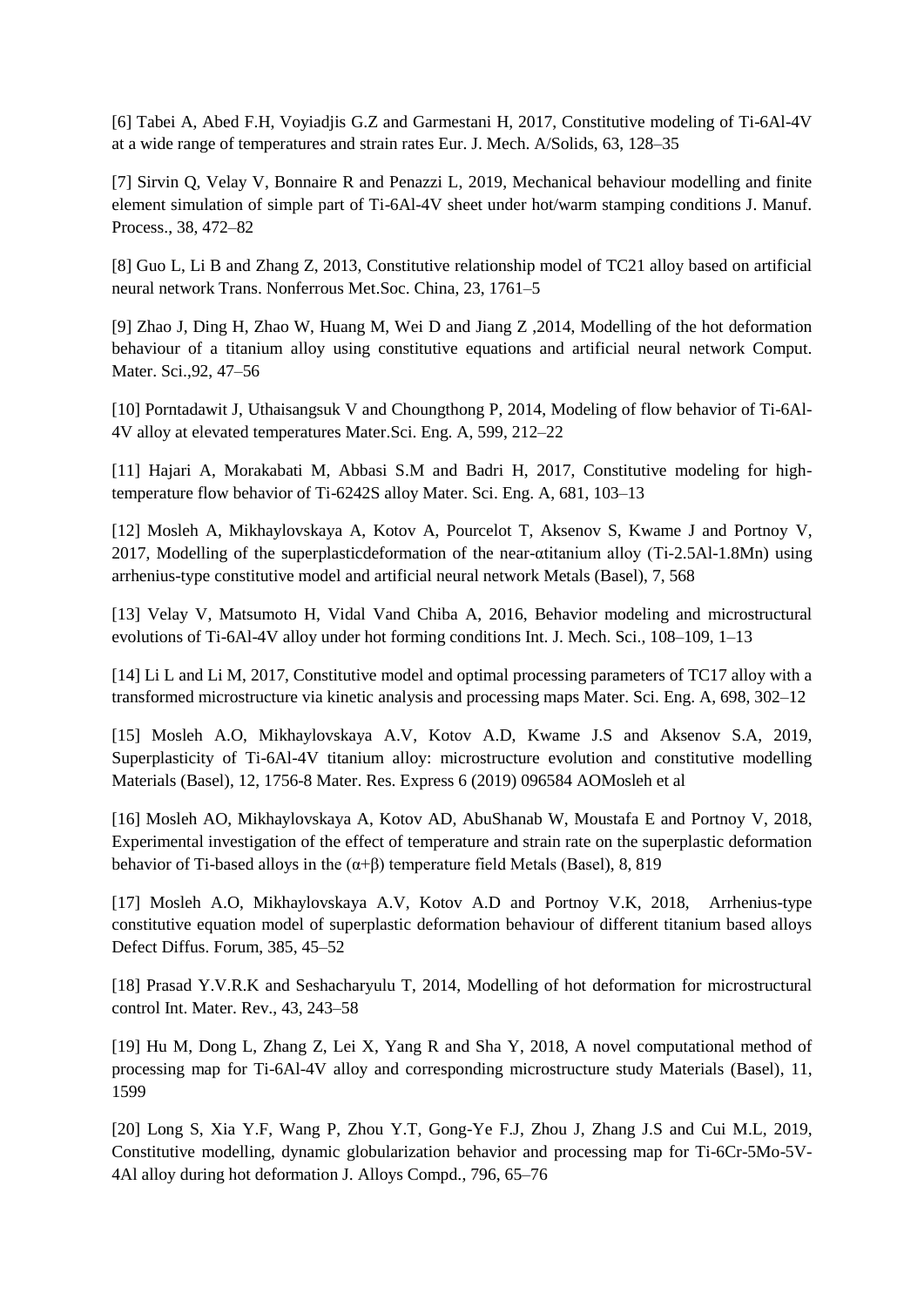[6] Tabei A, Abed F.H, Voyiadjis G.Z and Garmestani H, 2017, Constitutive modeling of Ti-6Al-4V at a wide range of temperatures and strain rates Eur. J. Mech. A/Solids, 63, 128–35

[7] Sirvin Q, Velay V, Bonnaire R and Penazzi L, 2019, Mechanical behaviour modelling and finite element simulation of simple part of Ti-6Al-4V sheet under hot/warm stamping conditions J. Manuf. Process., 38, 472–82

[8] Guo L, Li B and Zhang Z, 2013, Constitutive relationship model of TC21 alloy based on artificial neural network Trans. Nonferrous Met.Soc. China, 23, 1761–5

[9] Zhao J, Ding H, Zhao W, Huang M, Wei D and Jiang Z ,2014, Modelling of the hot deformation behaviour of a titanium alloy using constitutive equations and artificial neural network Comput. Mater. Sci.,92, 47–56

[10] Porntadawit J, Uthaisangsuk V and Choungthong P, 2014, Modeling of flow behavior of Ti-6Al-4V alloy at elevated temperatures Mater.Sci. Eng. A, 599, 212–22

[11] Hajari A, Morakabati M, Abbasi S.M and Badri H, 2017, Constitutive modeling for high-temperature flow behavior of Ti-6242S alloy Mater. Sci. Eng. A, 681, 103–13

[12] Mosleh A, Mikhaylovskaya A, Kotov A, Pourcelot T, Aksenov S, Kwame J and Portnoy V, 2017, Modelling of the superplasticdeformation of the near-αtitanium alloy (Ti-2.5Al-1.8Mn) using arrhenius-type constitutive model and artificial neural network Metals (Basel), 7, 568

[13] Velay V, Matsumoto H, Vidal Vand Chiba A, 2016, Behavior modeling and microstructural evolutions of Ti-6Al-4V alloy under hot forming conditions Int. J. Mech. Sci., 108–109, 1–13

[14] Li L and Li M, 2017, Constitutive model and optimal processing parameters of TC17 alloy with a transformed microstructure via kinetic analysis and processing maps Mater. Sci. Eng. A, 698, 302–12

[15] Mosleh A.O, Mikhaylovskaya A.V, Kotov A.D, Kwame J.S and Aksenov S.A, 2019, Superplasticity of Ti-6Al-4V titanium alloy: microstructure evolution and constitutive modelling Materials (Basel), 12, 1756-8 Mater. Res. Express 6 (2019) 096584 AOMosleh et al

[16] Mosleh AO, Mikhaylovskaya A, Kotov AD, AbuShanab W, Moustafa E and Portnoy V, 2018, Experimental investigation of the effect of temperature and strain rate on the superplastic deformation behavior of Ti-based alloys in the (α+β) temperature field Metals (Basel), 8, 819

[17] Mosleh A.O, Mikhaylovskaya A.V, Kotov A.D and Portnoy V.K, 2018, Arrhenius-type constitutive equation model of superplastic deformation behaviour of different titanium based alloys Defect Diffus. Forum, 385, 45–52

[18] Prasad Y.V.R.K and Seshacharyulu T, 2014, Modelling of hot deformation for microstructural control Int. Mater. Rev., 43, 243–58

[19] Hu M, Dong L, Zhang Z, Lei X, Yang R and Sha Y, 2018, A novel computational method of processing map for Ti-6Al-4V alloy and corresponding microstructure study Materials (Basel), 11, 1599

[20] Long S, Xia Y.F, Wang P, Zhou Y.T, Gong-Ye F.J, Zhou J, Zhang J.S and Cui M.L, 2019, Constitutive modelling, dynamic globularization behavior and processing map for Ti-6Cr-5Mo-5V-4Al alloy during hot deformation J. Alloys Compd., 796, 65–76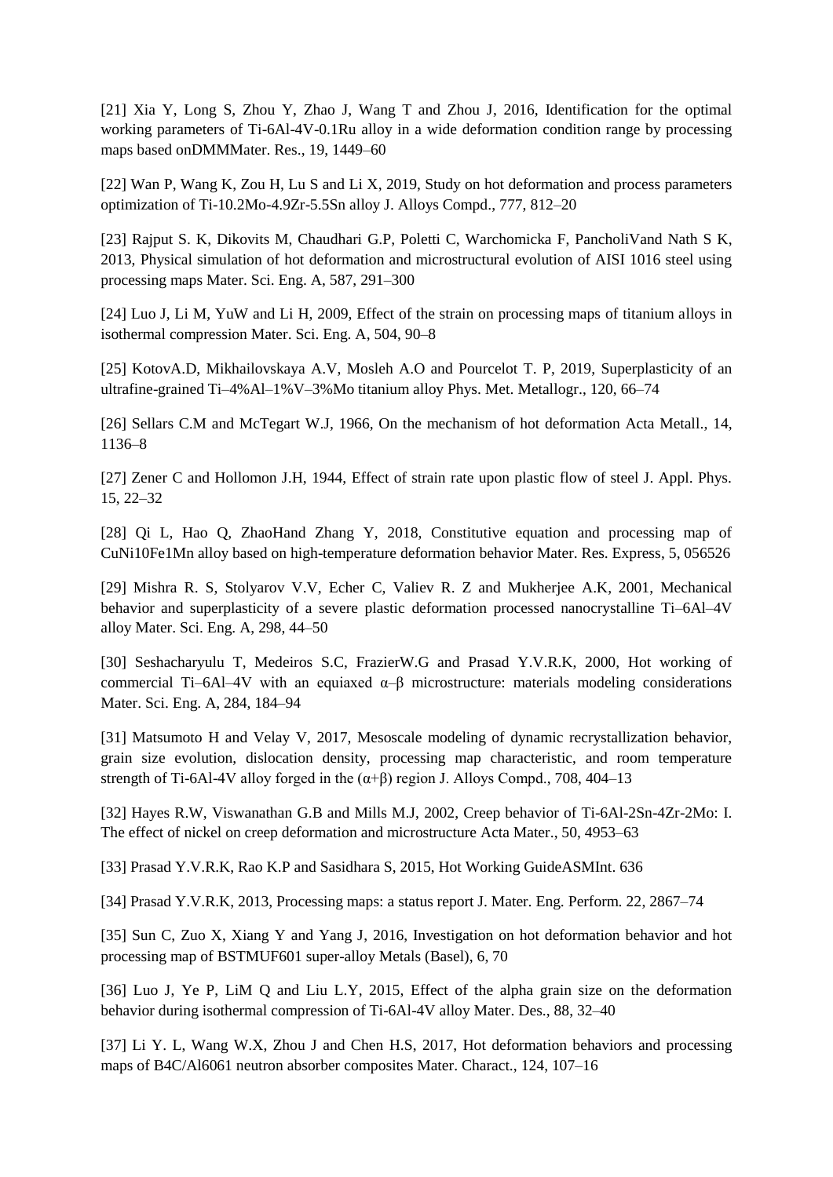[21] Xia Y, Long S, Zhou Y, Zhao J, Wang T and Zhou J, 2016, Identification for the optimal working parameters of Ti-6Al-4V-0.1Ru alloy in a wide deformation condition range by processing maps based onDMMMater. Res., 19, 1449–60

[22] Wan P, Wang K, Zou H, Lu S and Li X, 2019, Study on hot deformation and process parameters optimization of Ti-10.2Mo-4.9Zr-5.5Sn alloy J. Alloys Compd., 777, 812–20

[23] Rajput S. K, Dikovits M, Chaudhari G.P, Poletti C, Warchomicka F, PancholiVand Nath S K, 2013, Physical simulation of hot deformation and microstructural evolution of AISI 1016 steel using processing maps Mater. Sci. Eng. A, 587, 291–300

[24] Luo J, Li M, YuW and Li H, 2009, Effect of the strain on processing maps of titanium alloys in isothermal compression Mater. Sci. Eng. A, 504, 90–8

[25] KotovA.D, Mikhailovskaya A.V, Mosleh A.O and Pourcelot T. P, 2019, Superplasticity of an ultrafine-grained Ti–4%Al–1%V–3%Mo titanium alloy Phys. Met. Metallogr., 120, 66–74

[26] Sellars C.M and McTegart W.J, 1966, On the mechanism of hot deformation Acta Metall., 14, 1136–8

[27] Zener C and Hollomon J.H, 1944, Effect of strain rate upon plastic flow of steel J. Appl. Phys. 15, 22–32

[28] Qi L, Hao Q, ZhaoHand Zhang Y, 2018, Constitutive equation and processing map of CuNi10Fe1Mn alloy based on high-temperature deformation behavior Mater. Res. Express, 5, 056526

[29] Mishra R. S, Stolyarov V.V, Echer C, Valiev R. Z and Mukherjee A.K, 2001, Mechanical behavior and superplasticity of a severe plastic deformation processed nanocrystalline Ti–6Al–4V alloy Mater. Sci. Eng. A, 298, 44–50

[30] Seshacharyulu T, Medeiros S.C, FrazierW.G and Prasad Y.V.R.K, 2000, Hot working of commercial Ti–6Al–4V with an equiaxed α–β microstructure: materials modeling considerations Mater. Sci. Eng. A, 284, 184–94

[31] Matsumoto H and Velay V, 2017, Mesoscale modeling of dynamic recrystallization behavior, grain size evolution, dislocation density, processing map characteristic, and room temperature strength of Ti-6Al-4V alloy forged in the (α+β) region J. Alloys Compd., 708, 404–13

[32] Hayes R.W, Viswanathan G.B and Mills M.J, 2002, Creep behavior of Ti-6Al-2Sn-4Zr-2Mo: I. The effect of nickel on creep deformation and microstructure Acta Mater., 50, 4953–63

[33] Prasad Y.V.R.K, Rao K.P and Sasidhara S, 2015, Hot Working GuideASMInt. 636

[34] Prasad Y.V.R.K, 2013, Processing maps: a status report J. Mater. Eng. Perform. 22, 2867–74

[35] Sun C, Zuo X, Xiang Y and Yang J, 2016, Investigation on hot deformation behavior and hot processing map of BSTMUF601 super-alloy Metals (Basel), 6, 70

[36] Luo J, Ye P, LiM Q and Liu L.Y, 2015, Effect of the alpha grain size on the deformation behavior during isothermal compression of Ti-6Al-4V alloy Mater. Des., 88, 32–40

[37] Li Y. L, Wang W.X, Zhou J and Chen H.S, 2017, Hot deformation behaviors and processing maps of B4C/Al6061 neutron absorber composites Mater. Charact., 124, 107–16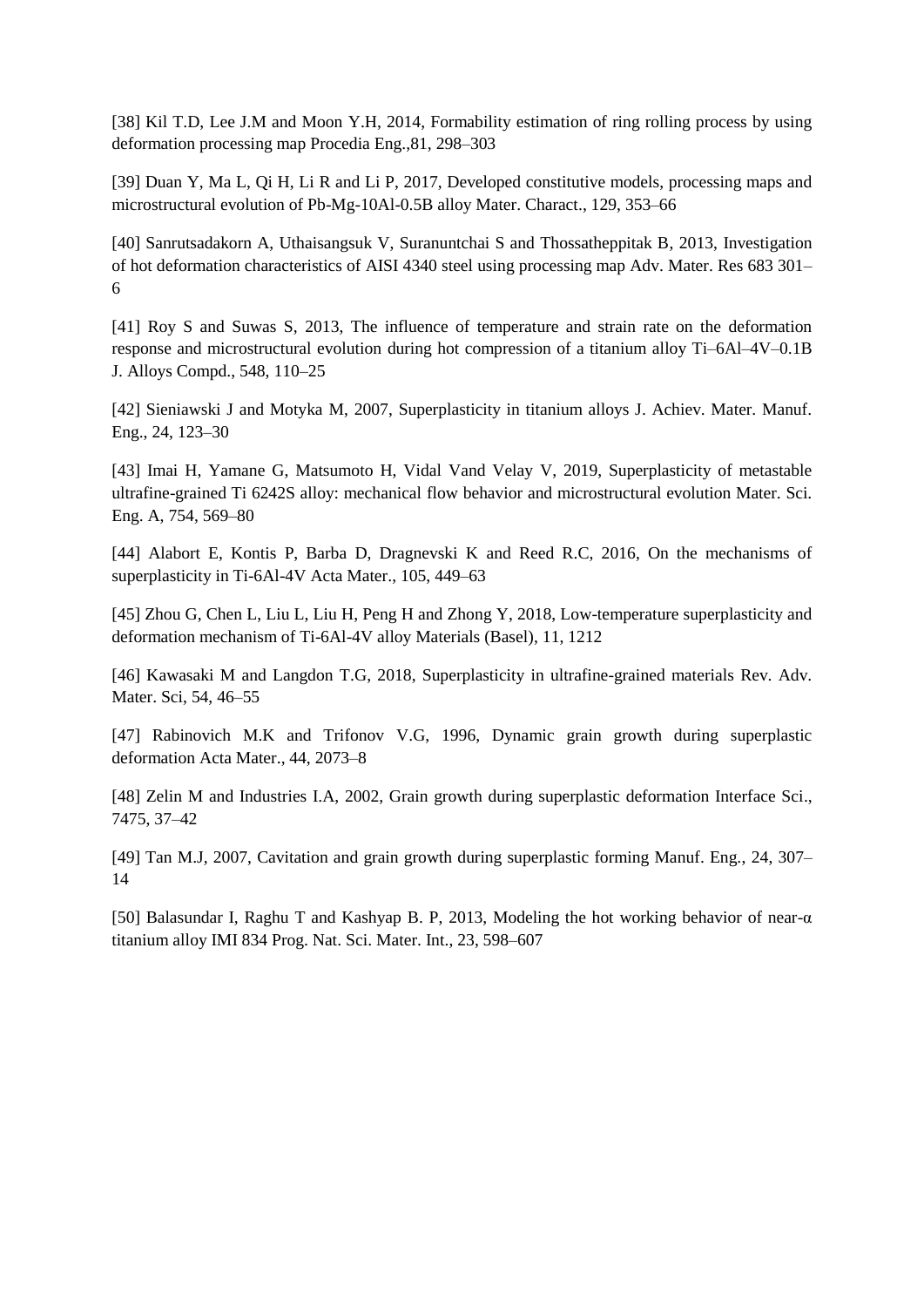[38] Kil T.D, Lee J.M and Moon Y.H, 2014, Formability estimation of ring rolling process by using deformation processing map Procedia Eng.,81, 298–303

[39] Duan Y, Ma L, Qi H, Li R and Li P, 2017, Developed constitutive models, processing maps and microstructural evolution of Pb-Mg-10Al-0.5B alloy Mater. Charact., 129, 353–66

[40] Sanrutsadakorn A, Uthaisangsuk V, Suranuntchai S and Thossatheppitak B, 2013, Investigation of hot deformation characteristics of AISI 4340 steel using processing map Adv. Mater. Res 683 301–6

[41] Roy S and Suwas S, 2013, The influence of temperature and strain rate on the deformation response and microstructural evolution during hot compression of a titanium alloy Ti–6Al–4V–0.1B J. Alloys Compd., 548, 110–25

[42] Sieniawski J and Motyka M, 2007, Superplasticity in titanium alloys J. Achiev. Mater. Manuf. Eng., 24, 123–30

[43] Imai H, Yamane G, Matsumoto H, Vidal Vand Velay V, 2019, Superplasticity of metastable ultrafine-grained Ti 6242S alloy: mechanical flow behavior and microstructural evolution Mater. Sci. Eng. A, 754, 569–80

[44] Alabort E, Kontis P, Barba D, Dragnevski K and Reed R.C, 2016, On the mechanisms of superplasticity in Ti-6Al-4V Acta Mater., 105, 449–63

[45] Zhou G, Chen L, Liu L, Liu H, Peng H and Zhong Y, 2018, Low-temperature superplasticity and deformation mechanism of Ti-6Al-4V alloy Materials (Basel), 11, 1212

[46] Kawasaki M and Langdon T.G, 2018, Superplasticity in ultrafine-grained materials Rev. Adv. Mater. Sci, 54, 46–55

[47] Rabinovich M.K and Trifonov V.G, 1996, Dynamic grain growth during superplastic deformation Acta Mater., 44, 2073–8

[48] Zelin M and Industries I.A, 2002, Grain growth during superplastic deformation Interface Sci., 7475, 37–42

[49] Tan M.J, 2007, Cavitation and grain growth during superplastic forming Manuf. Eng., 24, 307–14

[50] Balasundar I, Raghu T and Kashyap B. P, 2013, Modeling the hot working behavior of near-α titanium alloy IMI 834 Prog. Nat. Sci. Mater. Int., 23, 598–607